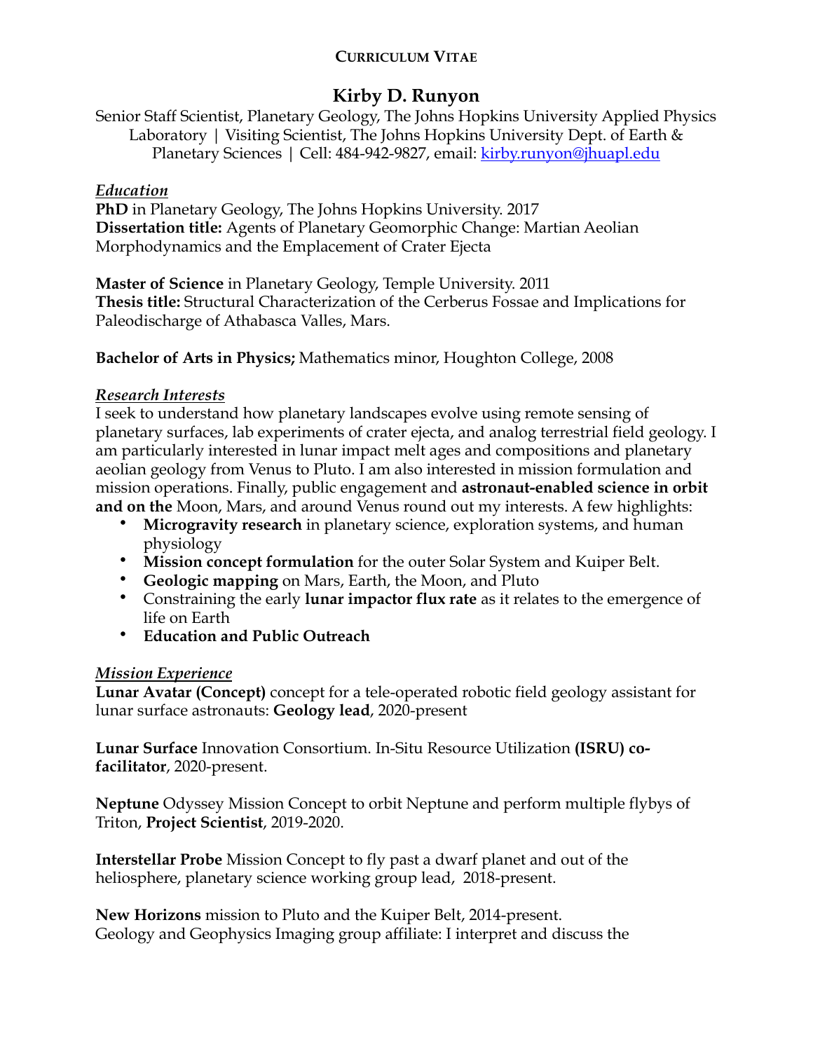**CURRICULUM VITAE**

# Kirby D. Runyon

Senior Staff Scientist, Planetary Geology, The Johns Hopkins University Applied Physics Laboratory | Visiting Scientist, The Johns Hopkins University Dept. of Earth & Planetary Sciences | Cell: 484-942-9827, email: [kirby.runyon@jhuapl.edu](mailto:kirby.runyon@jhuapl.edu)

## *Education*

**PhD** in Planetary Geology, The Johns Hopkins University. 2017
**Dissertation title:** Agents of Planetary Geomorphic Change: Martian Aeolian Morphodynamics and the Emplacement of Crater Ejecta

**Master of Science** in Planetary Geology, Temple University. 2011
**Thesis title:** Structural Characterization of the Cerberus Fossae and Implications for Paleodischarge of Athabasca Valles, Mars.

**Bachelor of Arts in Physics;** Mathematics minor, Houghton College, 2008

## *Research Interests*

I seek to understand how planetary landscapes evolve using remote sensing of planetary surfaces, lab experiments of crater ejecta, and analog terrestrial field geology. I am particularly interested in lunar impact melt ages and compositions and planetary aeolian geology from Venus to Pluto. I am also interested in mission formulation and mission operations. Finally, public engagement and **astronaut-enabled science in orbit and on the** Moon, Mars, and around Venus round out my interests. A few highlights:

- **Microgravity research** in planetary science, exploration systems, and human physiology
- **Mission concept formulation** for the outer Solar System and Kuiper Belt.
- **Geologic mapping** on Mars, Earth, the Moon, and Pluto
- Constraining the early **lunar impactor flux rate** as it relates to the emergence of life on Earth
- **Education and Public Outreach**

## *Mission Experience*

**Lunar Avatar (Concept)** concept for a tele-operated robotic field geology assistant for lunar surface astronauts: **Geology lead**, 2020-present

**Lunar Surface** Innovation Consortium. In-Situ Resource Utilization **(ISRU) co-facilitator**, 2020-present.

**Neptune** Odyssey Mission Concept to orbit Neptune and perform multiple flybys of Triton, **Project Scientist**, 2019-2020.

**Interstellar Probe** Mission Concept to fly past a dwarf planet and out of the heliosphere, planetary science working group lead, 2018-present.

**New Horizons** mission to Pluto and the Kuiper Belt, 2014-present.
Geology and Geophysics Imaging group affiliate: I interpret and discuss the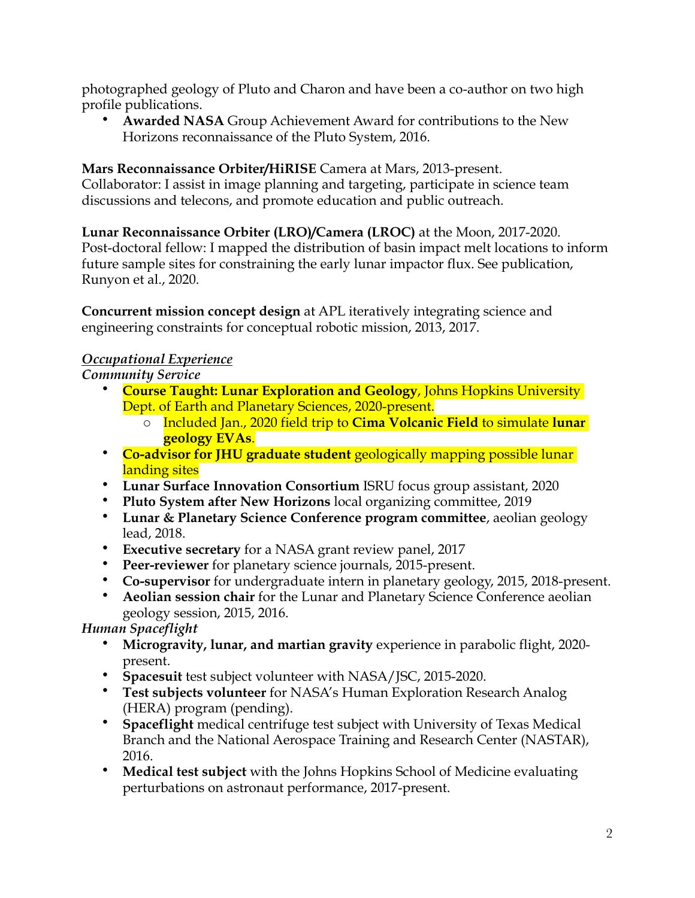photographed geology of Pluto and Charon and have been a co-author on two high profile publications.

- **Awarded NASA** Group Achievement Award for contributions to the New Horizons reconnaissance of the Pluto System, 2016.

**Mars Reconnaissance Orbiter/HiRISE** Camera at Mars, 2013-present.
Collaborator: I assist in image planning and targeting, participate in science team discussions and telecons, and promote education and public outreach.

**Lunar Reconnaissance Orbiter (LRO)/Camera (LROC)** at the Moon, 2017-2020.
Post-doctoral fellow: I mapped the distribution of basin impact melt locations to inform future sample sites for constraining the early lunar impactor flux. See publication, Runyon et al., 2020.

**Concurrent mission concept design** at APL iteratively integrating science and engineering constraints for conceptual robotic mission, 2013, 2017.

***Occupational Experience***

***Community Service***

- **Course Taught: Lunar Exploration and Geology**, Johns Hopkins University Dept. of Earth and Planetary Sciences, 2020-present.
  - Included Jan., 2020 field trip to **Cima Volcanic Field** to simulate **lunar geology EVAs**.
- **Co-advisor for JHU graduate student** geologically mapping possible lunar landing sites
- **Lunar Surface Innovation Consortium** ISRU focus group assistant, 2020
- **Pluto System after New Horizons** local organizing committee, 2019
- **Lunar & Planetary Science Conference program committee**, aeolian geology lead, 2018.
- **Executive secretary** for a NASA grant review panel, 2017
- **Peer-reviewer** for planetary science journals, 2015-present.
- **Co-supervisor** for undergraduate intern in planetary geology, 2015, 2018-present.
- **Aeolian session chair** for the Lunar and Planetary Science Conference aeolian geology session, 2015, 2016.

***Human Spaceflight***

- **Microgravity, lunar, and martian gravity** experience in parabolic flight, 2020-present.
- **Spacesuit** test subject volunteer with NASA/JSC, 2015-2020.
- **Test subjects volunteer** for NASA's Human Exploration Research Analog (HERA) program (pending).
- **Spaceflight** medical centrifuge test subject with University of Texas Medical Branch and the National Aerospace Training and Research Center (NASTAR), 2016.
- **Medical test subject** with the Johns Hopkins School of Medicine evaluating perturbations on astronaut performance, 2017-present.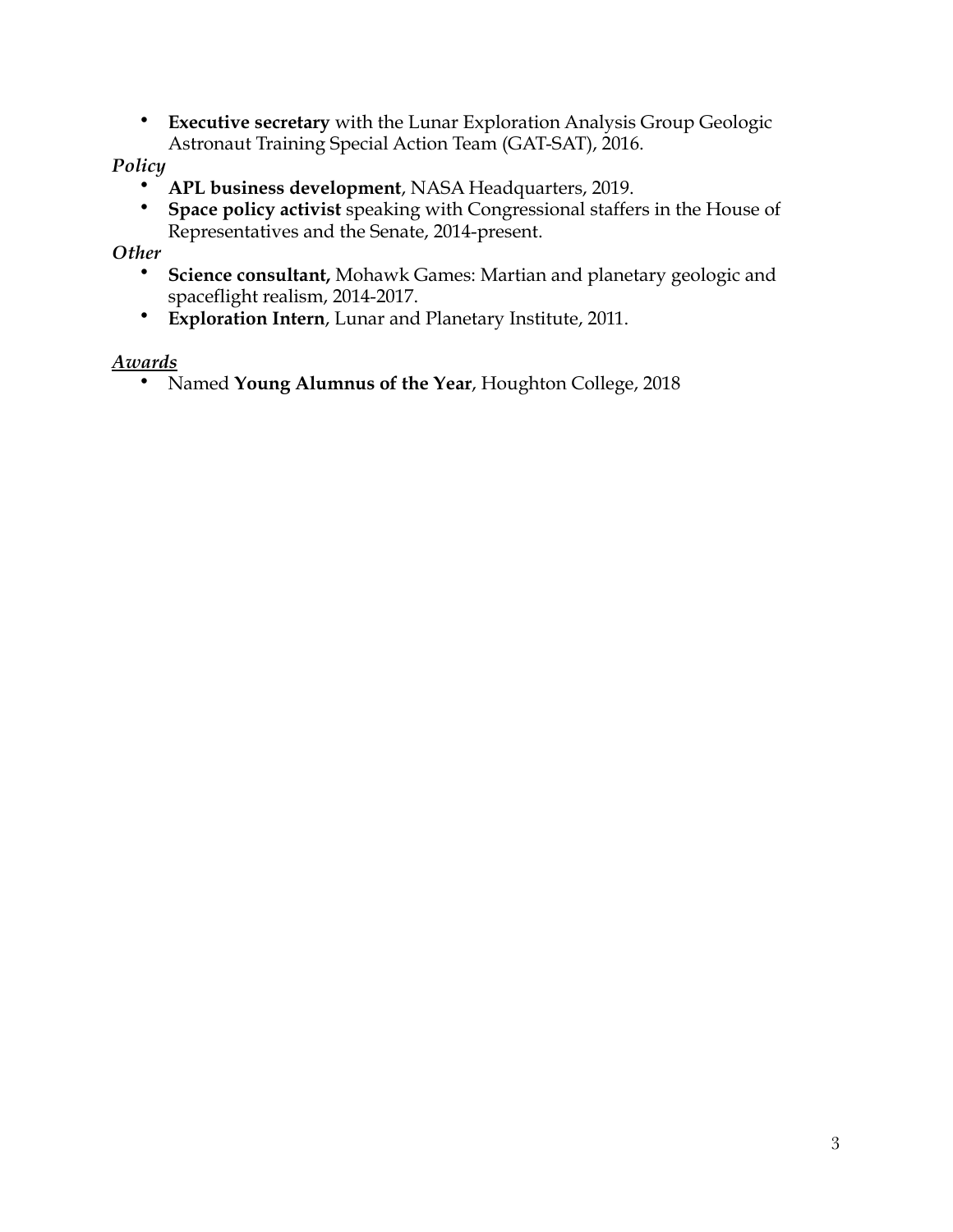- **Executive secretary** with the Lunar Exploration Analysis Group Geologic Astronaut Training Special Action Team (GAT-SAT), 2016.

*Policy*

- **APL business development**, NASA Headquarters, 2019.
- **Space policy activist** speaking with Congressional staffers in the House of Representatives and the Senate, 2014-present.

*Other*

- **Science consultant,** Mohawk Games: Martian and planetary geologic and spaceflight realism, 2014-2017.
- **Exploration Intern**, Lunar and Planetary Institute, 2011.

***<u>Awards</u>***

- Named **Young Alumnus of the Year**, Houghton College, 2018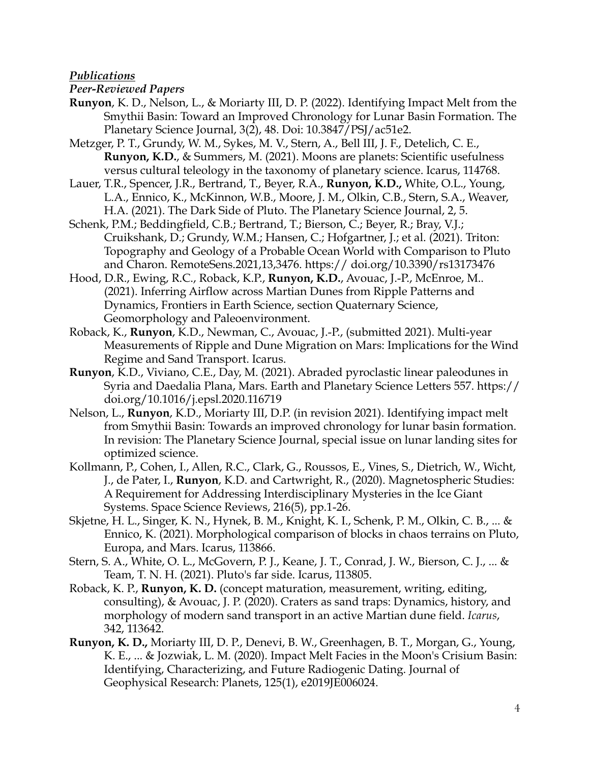***Publications***

***Peer-Reviewed Papers***

**Runyon**, K. D., Nelson, L., & Moriarty III, D. P. (2022). Identifying Impact Melt from the Smythii Basin: Toward an Improved Chronology for Lunar Basin Formation. The Planetary Science Journal, 3(2), 48. Doi: 10.3847/PSJ/ac51e2.

Metzger, P. T., Grundy, W. M., Sykes, M. V., Stern, A., Bell III, J. F., Detelich, C. E., **Runyon, K.D.**, & Summers, M. (2021). Moons are planets: Scientific usefulness versus cultural teleology in the taxonomy of planetary science. Icarus, 114768.

Lauer, T.R., Spencer, J.R., Bertrand, T., Beyer, R.A., **Runyon, K.D.,** White, O.L., Young, L.A., Ennico, K., McKinnon, W.B., Moore, J. M., Olkin, C.B., Stern, S.A., Weaver, H.A. (2021). The Dark Side of Pluto. The Planetary Science Journal, 2, 5.

Schenk, P.M.; Beddingfield, C.B.; Bertrand, T.; Bierson, C.; Beyer, R.; Bray, V.J.; Cruikshank, D.; Grundy, W.M.; Hansen, C.; Hofgartner, J.; et al. (2021). Triton: Topography and Geology of a Probable Ocean World with Comparison to Pluto and Charon. RemoteSens.2021,13,3476. https:// doi.org/10.3390/rs13173476

Hood, D.R., Ewing, R.C., Roback, K.P., **Runyon, K.D.**, Avouac, J.-P., McEnroe, M.. (2021). Inferring Airflow across Martian Dunes from Ripple Patterns and Dynamics, Frontiers in Earth Science, section Quaternary Science, Geomorphology and Paleoenvironment.

Roback, K., **Runyon**, K.D., Newman, C., Avouac, J.-P., (submitted 2021). Multi-year Measurements of Ripple and Dune Migration on Mars: Implications for the Wind Regime and Sand Transport. Icarus.

**Runyon**, K.D., Viviano, C.E., Day, M. (2021). Abraded pyroclastic linear paleodunes in Syria and Daedalia Plana, Mars. Earth and Planetary Science Letters 557. https:// doi.org/10.1016/j.epsl.2020.116719

Nelson, L., **Runyon**, K.D., Moriarty III, D.P. (in revision 2021). Identifying impact melt from Smythii Basin: Towards an improved chronology for lunar basin formation. In revision: The Planetary Science Journal, special issue on lunar landing sites for optimized science.

Kollmann, P., Cohen, I., Allen, R.C., Clark, G., Roussos, E., Vines, S., Dietrich, W., Wicht, J., de Pater, I., **Runyon**, K.D. and Cartwright, R., (2020). Magnetospheric Studies: A Requirement for Addressing Interdisciplinary Mysteries in the Ice Giant Systems. Space Science Reviews, 216(5), pp.1-26.

Skjetne, H. L., Singer, K. N., Hynek, B. M., Knight, K. I., Schenk, P. M., Olkin, C. B., ... & Ennico, K. (2021). Morphological comparison of blocks in chaos terrains on Pluto, Europa, and Mars. Icarus, 113866.

Stern, S. A., White, O. L., McGovern, P. J., Keane, J. T., Conrad, J. W., Bierson, C. J., ... & Team, T. N. H. (2021). Pluto's far side. Icarus, 113805.

Roback, K. P., **Runyon, K. D.** (concept maturation, measurement, writing, editing, consulting), & Avouac, J. P. (2020). Craters as sand traps: Dynamics, history, and morphology of modern sand transport in an active Martian dune field. *Icarus*, 342, 113642.

**Runyon, K. D.,** Moriarty III, D. P., Denevi, B. W., Greenhagen, B. T., Morgan, G., Young, K. E., ... & Jozwiak, L. M. (2020). Impact Melt Facies in the Moon's Crisium Basin: Identifying, Characterizing, and Future Radiogenic Dating. Journal of Geophysical Research: Planets, 125(1), e2019JE006024.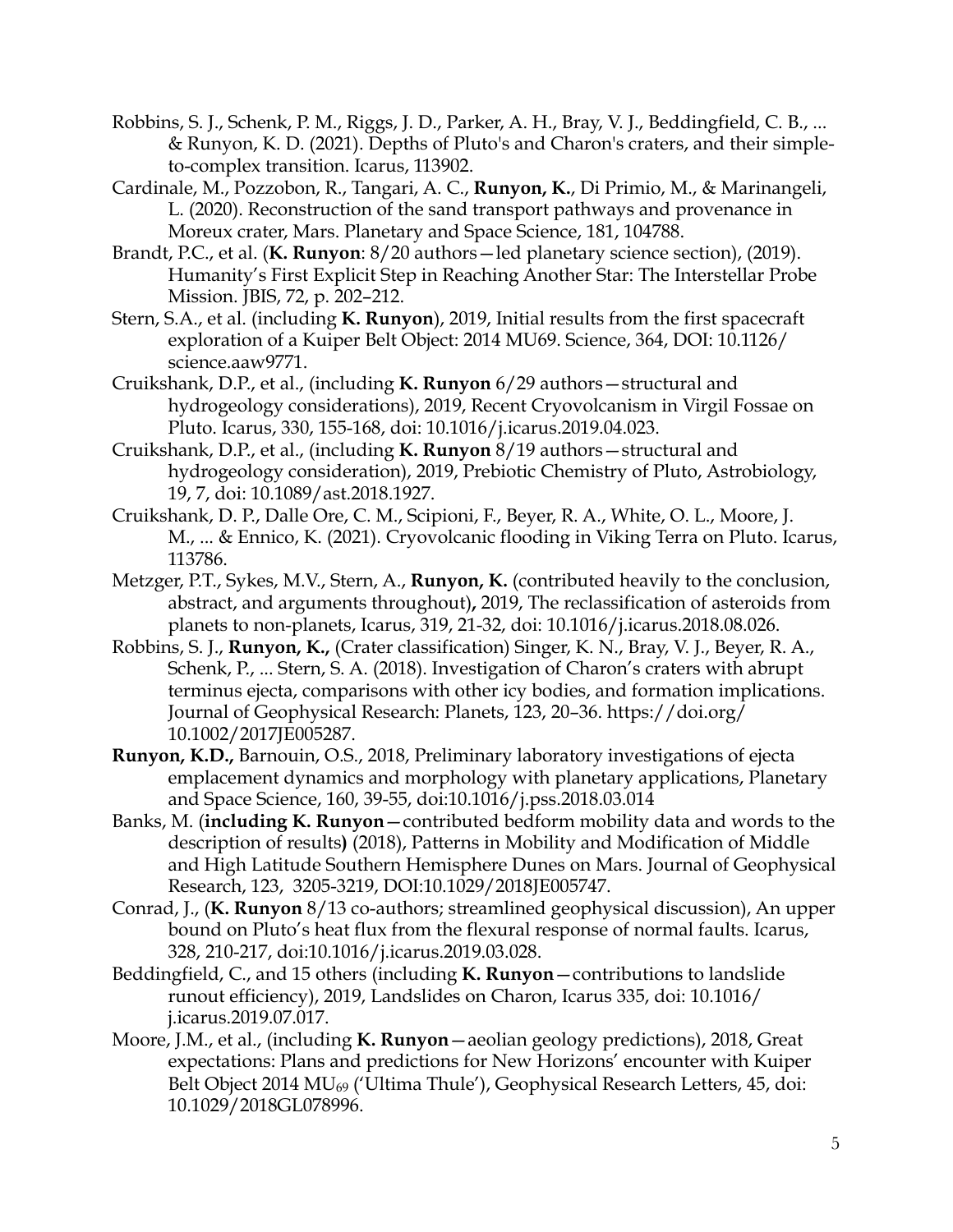Robbins, S. J., Schenk, P. M., Riggs, J. D., Parker, A. H., Bray, V. J., Beddingfield, C. B., ... & Runyon, K. D. (2021). Depths of Pluto's and Charon's craters, and their simple-to-complex transition. Icarus, 113902.

Cardinale, M., Pozzobon, R., Tangari, A. C., **Runyon, K.**, Di Primio, M., & Marinangeli, L. (2020). Reconstruction of the sand transport pathways and provenance in Moreux crater, Mars. Planetary and Space Science, 181, 104788.

Brandt, P.C., et al. (**K. Runyon**: 8/20 authors—led planetary science section), (2019). Humanity's First Explicit Step in Reaching Another Star: The Interstellar Probe Mission. JBIS, 72, p. 202–212.

Stern, S.A., et al. (including **K. Runyon**), 2019, Initial results from the first spacecraft exploration of a Kuiper Belt Object: 2014 MU69. Science, 364, DOI: 10.1126/science.aaw9771.

Cruikshank, D.P., et al., (including **K. Runyon** 6/29 authors—structural and hydrogeology considerations), 2019, Recent Cryovolcanism in Virgil Fossae on Pluto. Icarus, 330, 155-168, doi: 10.1016/j.icarus.2019.04.023.

Cruikshank, D.P., et al., (including **K. Runyon** 8/19 authors—structural and hydrogeology consideration), 2019, Prebiotic Chemistry of Pluto, Astrobiology, 19, 7, doi: 10.1089/ast.2018.1927.

Cruikshank, D. P., Dalle Ore, C. M., Scipioni, F., Beyer, R. A., White, O. L., Moore, J. M., ... & Ennico, K. (2021). Cryovolcanic flooding in Viking Terra on Pluto. Icarus, 113786.

Metzger, P.T., Sykes, M.V., Stern, A., **Runyon, K.** (contributed heavily to the conclusion, abstract, and arguments throughout)**,** 2019, The reclassification of asteroids from planets to non-planets, Icarus, 319, 21-32, doi: 10.1016/j.icarus.2018.08.026.

Robbins, S. J., **Runyon, K.,** (Crater classification) Singer, K. N., Bray, V. J., Beyer, R. A., Schenk, P., ... Stern, S. A. (2018). Investigation of Charon's craters with abrupt terminus ejecta, comparisons with other icy bodies, and formation implications. Journal of Geophysical Research: Planets, 123, 20–36. https://doi.org/10.1002/2017JE005287.

**Runyon, K.D.,** Barnouin, O.S., 2018, Preliminary laboratory investigations of ejecta emplacement dynamics and morphology with planetary applications, Planetary and Space Science, 160, 39-55, doi:10.1016/j.pss.2018.03.014

Banks, M. (**including K. Runyon**—contributed bedform mobility data and words to the description of results**)** (2018), Patterns in Mobility and Modification of Middle and High Latitude Southern Hemisphere Dunes on Mars. Journal of Geophysical Research, 123, 3205-3219, DOI:10.1029/2018JE005747.

Conrad, J., (**K. Runyon** 8/13 co-authors; streamlined geophysical discussion), An upper bound on Pluto's heat flux from the flexural response of normal faults. Icarus, 328, 210-217, doi:10.1016/j.icarus.2019.03.028.

Beddingfield, C., and 15 others (including **K. Runyon**—contributions to landslide runout efficiency), 2019, Landslides on Charon, Icarus 335, doi: 10.1016/j.icarus.2019.07.017.

Moore, J.M., et al., (including **K. Runyon**—aeolian geology predictions), 2018, Great expectations: Plans and predictions for New Horizons' encounter with Kuiper Belt Object 2014 $MU_{69}$ ('Ultima Thule'), Geophysical Research Letters, 45, doi: 10.1029/2018GL078996.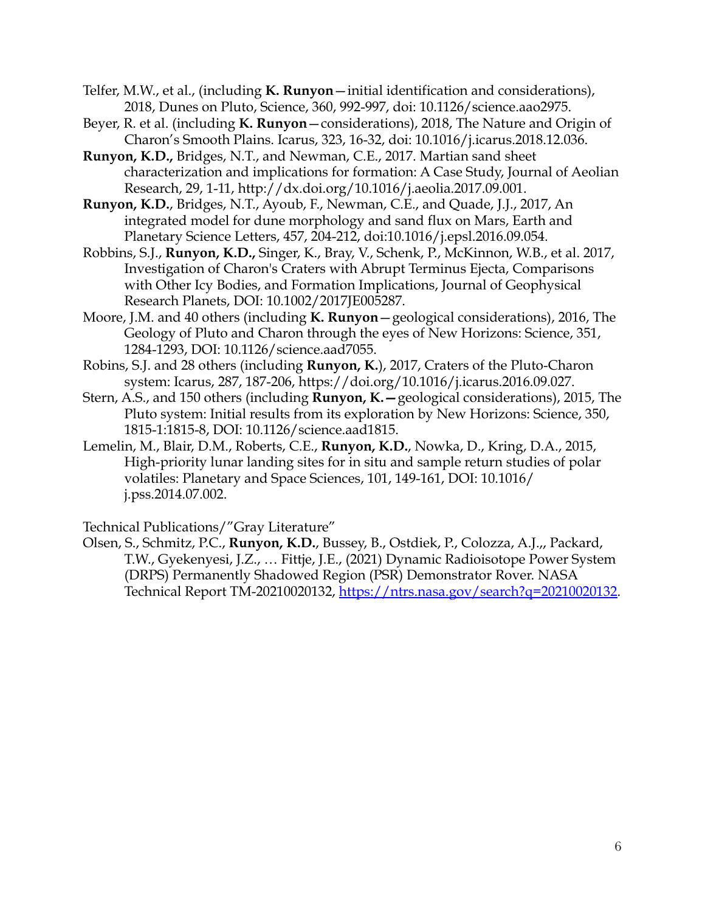Telfer, M.W., et al., (including **K. Runyon**—initial identification and considerations), 2018, Dunes on Pluto, Science, 360, 992-997, doi: 10.1126/science.aao2975.

Beyer, R. et al. (including **K. Runyon**—considerations), 2018, The Nature and Origin of Charon's Smooth Plains. Icarus, 323, 16-32, doi: 10.1016/j.icarus.2018.12.036.

**Runyon, K.D.,** Bridges, N.T., and Newman, C.E., 2017. Martian sand sheet characterization and implications for formation: A Case Study, Journal of Aeolian Research, 29, 1-11, http://dx.doi.org/10.1016/j.aeolia.2017.09.001.

**Runyon, K.D.**, Bridges, N.T., Ayoub, F., Newman, C.E., and Quade, J.J., 2017, An integrated model for dune morphology and sand flux on Mars, Earth and Planetary Science Letters, 457, 204-212, doi:10.1016/j.epsl.2016.09.054.

Robbins, S.J., **Runyon, K.D.,** Singer, K., Bray, V., Schenk, P., McKinnon, W.B., et al. 2017, Investigation of Charon's Craters with Abrupt Terminus Ejecta, Comparisons with Other Icy Bodies, and Formation Implications, Journal of Geophysical Research Planets, DOI: 10.1002/2017JE005287.

Moore, J.M. and 40 others (including **K. Runyon**—geological considerations), 2016, The Geology of Pluto and Charon through the eyes of New Horizons: Science, 351, 1284-1293, DOI: 10.1126/science.aad7055.

Robins, S.J. and 28 others (including **Runyon, K.**), 2017, Craters of the Pluto-Charon system: Icarus, 287, 187-206, https://doi.org/10.1016/j.icarus.2016.09.027.

Stern, A.S., and 150 others (including **Runyon, K.—**geological considerations), 2015, The Pluto system: Initial results from its exploration by New Horizons: Science, 350, 1815-1:1815-8, DOI: 10.1126/science.aad1815.

Lemelin, M., Blair, D.M., Roberts, C.E., **Runyon, K.D.**, Nowka, D., Kring, D.A., 2015, High-priority lunar landing sites for in situ and sample return studies of polar volatiles: Planetary and Space Sciences, 101, 149-161, DOI: 10.1016/j.pss.2014.07.002.

Technical Publications/"Gray Literature"

Olsen, S., Schmitz, P.C., **Runyon, K.D.**, Bussey, B., Ostdiek, P., Colozza, A.J.,, Packard, T.W., Gyekenyesi, J.Z., … Fittje, J.E., (2021) Dynamic Radioisotope Power System (DRPS) Permanently Shadowed Region (PSR) Demonstrator Rover. NASA Technical Report TM-20210020132, https://ntrs.nasa.gov/search?q=20210020132.